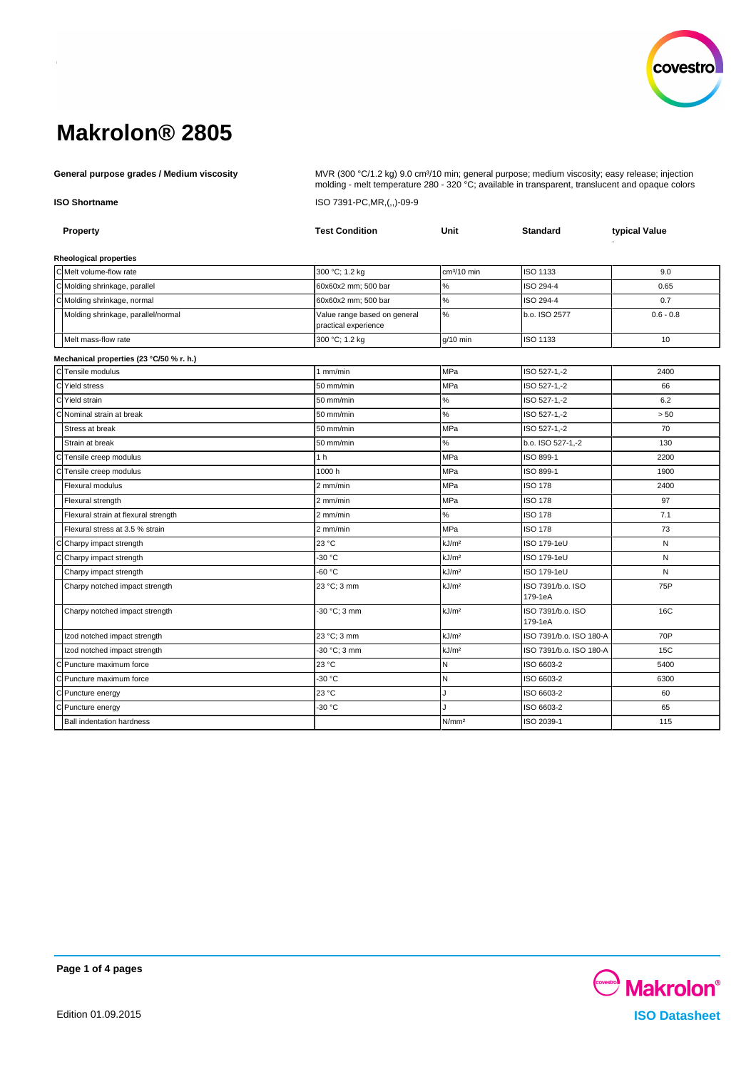# Makrolon® 2805

**General purpose grades / Medium viscosity**

MVR (300 °C/1.2 kg) 9.0 cm³/10 min; general purpose; medium viscosity; easy release; injection molding - melt temperature 280 - 320 °C; available in transparent, translucent and opaque colors

**ISO Shortname**

ISO 7391-PC,MR,(,,)-09-9

| | Property | Test Condition | Unit | Standard | typical Value |
|---|---|---|---|---|---|
| | **Rheological properties** | | | | |
| C | Melt volume-flow rate | 300 °C; 1.2 kg | cm³/10 min | ISO 1133 | 9.0 |
| C | Molding shrinkage, parallel | 60x60x2 mm; 500 bar | % | ISO 294-4 | 0.65 |
| C | Molding shrinkage, normal | 60x60x2 mm; 500 bar | % | ISO 294-4 | 0.7 |
| | Molding shrinkage, parallel/normal | Value range based on general practical experience | % | b.o. ISO 2577 | 0.6 - 0.8 |
| | Melt mass-flow rate | 300 °C; 1.2 kg | g/10 min | ISO 1133 | 10 |
| | **Mechanical properties (23 °C/50 % r. h.)** | | | | |
| C | Tensile modulus | 1 mm/min | MPa | ISO 527-1,-2 | 2400 |
| C | Yield stress | 50 mm/min | MPa | ISO 527-1,-2 | 66 |
| C | Yield strain | 50 mm/min | % | ISO 527-1,-2 | 6.2 |
| C | Nominal strain at break | 50 mm/min | % | ISO 527-1,-2 | > 50 |
| | Stress at break | 50 mm/min | MPa | ISO 527-1,-2 | 70 |
| | Strain at break | 50 mm/min | % | b.o. ISO 527-1,-2 | 130 |
| C | Tensile creep modulus | 1 h | MPa | ISO 899-1 | 2200 |
| C | Tensile creep modulus | 1000 h | MPa | ISO 899-1 | 1900 |
| | Flexural modulus | 2 mm/min | MPa | ISO 178 | 2400 |
| | Flexural strength | 2 mm/min | MPa | ISO 178 | 97 |
| | Flexural strain at flexural strength | 2 mm/min | % | ISO 178 | 7.1 |
| | Flexural stress at 3.5 % strain | 2 mm/min | MPa | ISO 178 | 73 |
| C | Charpy impact strength | 23 °C | kJ/m² | ISO 179-1eU | N |
| C | Charpy impact strength | -30 °C | kJ/m² | ISO 179-1eU | N |
| | Charpy impact strength | -60 °C | kJ/m² | ISO 179-1eU | N |
| | Charpy notched impact strength | 23 °C; 3 mm | kJ/m² | ISO 7391/b.o. ISO 179-1eA | 75P |
| | Charpy notched impact strength | -30 °C; 3 mm | kJ/m² | ISO 7391/b.o. ISO 179-1eA | 16C |
| | Izod notched impact strength | 23 °C; 3 mm | kJ/m² | ISO 7391/b.o. ISO 180-A | 70P |
| | Izod notched impact strength | -30 °C; 3 mm | kJ/m² | ISO 7391/b.o. ISO 180-A | 15C |
| C | Puncture maximum force | 23 °C | N | ISO 6603-2 | 5400 |
| C | Puncture maximum force | -30 °C | N | ISO 6603-2 | 6300 |
| C | Puncture energy | 23 °C | J | ISO 6603-2 | 60 |
| C | Puncture energy | -30 °C | J | ISO 6603-2 | 65 |
| | Ball indentation hardness | | N/mm² | ISO 2039-1 | 115 |

Edition 01.09.2015

ISO Datasheet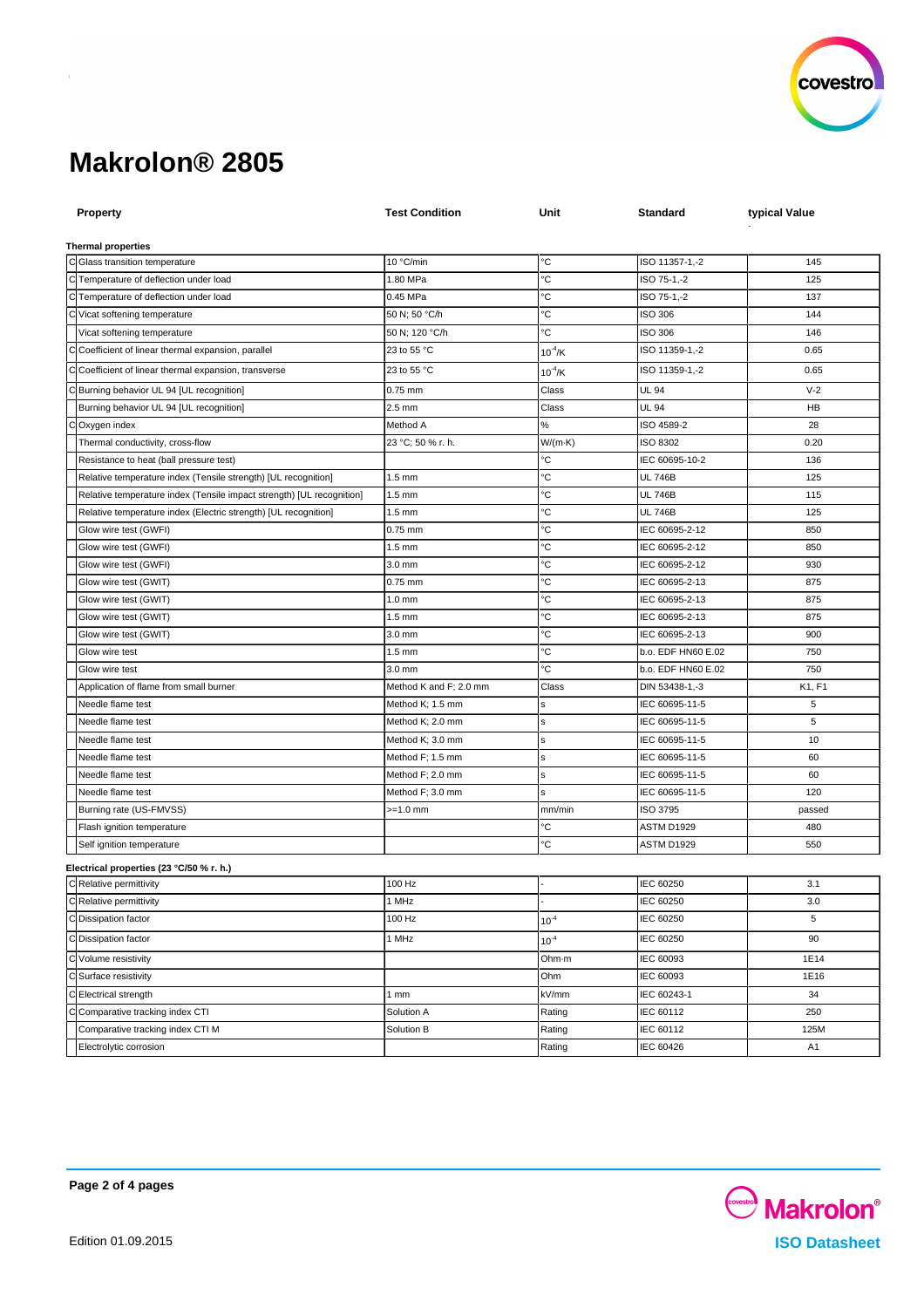# Makrolon® 2805

| | Property | Test Condition | Unit | Standard | typical Value |
|---|---|---|---|---|---|
| | **Thermal properties** | | | | |
| C | Glass transition temperature | 10 °C/min | °C | ISO 11357-1,-2 | 145 |
| C | Temperature of deflection under load | 1.80 MPa | °C | ISO 75-1,-2 | 125 |
| C | Temperature of deflection under load | 0.45 MPa | °C | ISO 75-1,-2 | 137 |
| C | Vicat softening temperature | 50 N; 50 °C/h | °C | ISO 306 | 144 |
| | Vicat softening temperature | 50 N; 120 °C/h | °C | ISO 306 | 146 |
| C | Coefficient of linear thermal expansion, parallel | 23 to 55 °C | $10^{-4}$/K | ISO 11359-1,-2 | 0.65 |
| C | Coefficient of linear thermal expansion, transverse | 23 to 55 °C | $10^{-4}$/K | ISO 11359-1,-2 | 0.65 |
| C | Burning behavior UL 94 [UL recognition] | 0.75 mm | Class | UL 94 | V-2 |
| | Burning behavior UL 94 [UL recognition] | 2.5 mm | Class | UL 94 | HB |
| C | Oxygen index | Method A | % | ISO 4589-2 | 28 |
| | Thermal conductivity, cross-flow | 23 °C; 50 % r. h. | W/(m·K) | ISO 8302 | 0.20 |
| | Resistance to heat (ball pressure test) | | °C | IEC 60695-10-2 | 136 |
| | Relative temperature index (Tensile strength) [UL recognition] | 1.5 mm | °C | UL 746B | 125 |
| | Relative temperature index (Tensile impact strength) [UL recognition] | 1.5 mm | °C | UL 746B | 115 |
| | Relative temperature index (Electric strength) [UL recognition] | 1.5 mm | °C | UL 746B | 125 |
| | Glow wire test (GWFI) | 0.75 mm | °C | IEC 60695-2-12 | 850 |
| | Glow wire test (GWFI) | 1.5 mm | °C | IEC 60695-2-12 | 850 |
| | Glow wire test (GWFI) | 3.0 mm | °C | IEC 60695-2-12 | 930 |
| | Glow wire test (GWIT) | 0.75 mm | °C | IEC 60695-2-13 | 875 |
| | Glow wire test (GWIT) | 1.0 mm | °C | IEC 60695-2-13 | 875 |
| | Glow wire test (GWIT) | 1.5 mm | °C | IEC 60695-2-13 | 875 |
| | Glow wire test (GWIT) | 3.0 mm | °C | IEC 60695-2-13 | 900 |
| | Glow wire test | 1.5 mm | °C | b.o. EDF HN60 E.02 | 750 |
| | Glow wire test | 3.0 mm | °C | b.o. EDF HN60 E.02 | 750 |
| | Application of flame from small burner | Method K and F; 2.0 mm | Class | DIN 53438-1,-3 | K1, F1 |
| | Needle flame test | Method K; 1.5 mm | s | IEC 60695-11-5 | 5 |
| | Needle flame test | Method K; 2.0 mm | s | IEC 60695-11-5 | 5 |
| | Needle flame test | Method K; 3.0 mm | s | IEC 60695-11-5 | 10 |
| | Needle flame test | Method F; 1.5 mm | s | IEC 60695-11-5 | 60 |
| | Needle flame test | Method F; 2.0 mm | s | IEC 60695-11-5 | 60 |
| | Needle flame test | Method F; 3.0 mm | s | IEC 60695-11-5 | 120 |
| | Burning rate (US-FMVSS) | >=1.0 mm | mm/min | ISO 3795 | passed |
| | Flash ignition temperature | | °C | ASTM D1929 | 480 |
| | Self ignition temperature | | °C | ASTM D1929 | 550 |
| | **Electrical properties (23 °C/50 % r. h.)** | | | | |
| C | Relative permittivity | 100 Hz | - | IEC 60250 | 3.1 |
| C | Relative permittivity | 1 MHz | - | IEC 60250 | 3.0 |
| C | Dissipation factor | 100 Hz | $10^{-4}$ | IEC 60250 | 5 |
| C | Dissipation factor | 1 MHz | $10^{-4}$ | IEC 60250 | 90 |
| C | Volume resistivity | | Ohm·m | IEC 60093 | 1E14 |
| C | Surface resistivity | | Ohm | IEC 60093 | 1E16 |
| C | Electrical strength | 1 mm | kV/mm | IEC 60243-1 | 34 |
| C | Comparative tracking index CTI | Solution A | Rating | IEC 60112 | 250 |
| | Comparative tracking index CTI M | Solution B | Rating | IEC 60112 | 125M |
| | Electrolytic corrosion | | Rating | IEC 60426 | A1 |

Edition 01.09.2015

ISO Datasheet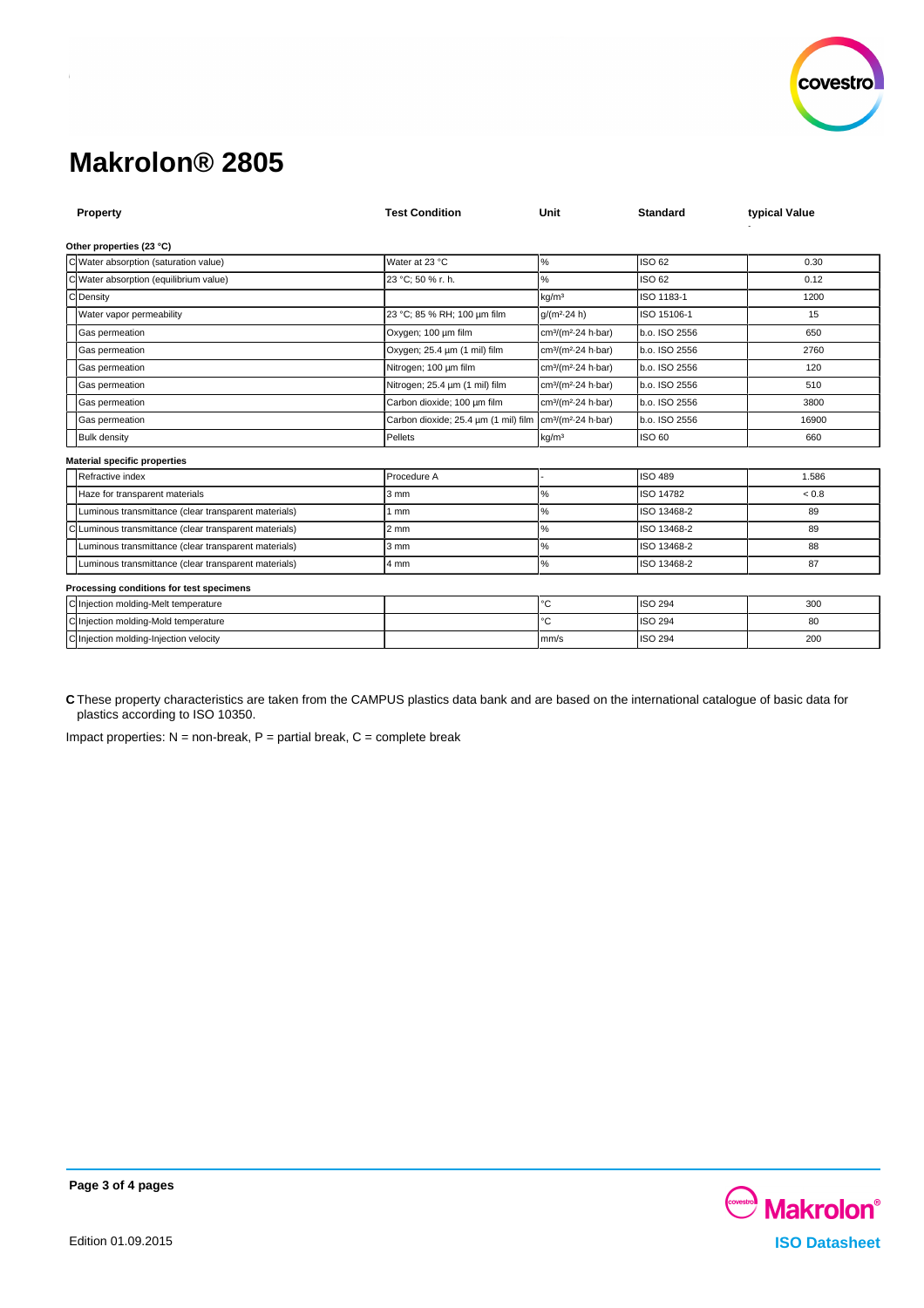# Makrolon® 2805

| | Property | Test Condition | Unit | Standard | typical Value |
|---|---|---|---|---|---|
| **Other properties (23 °C)** | | | | | |
| C | Water absorption (saturation value) | Water at 23 °C | % | ISO 62 | 0.30 |
| C | Water absorption (equilibrium value) | 23 °C; 50 % r. h. | % | ISO 62 | 0.12 |
| C | Density | | kg/m³ | ISO 1183-1 | 1200 |
| | Water vapor permeability | 23 °C; 85 % RH; 100 µm film | g/(m²·24 h) | ISO 15106-1 | 15 |
| | Gas permeation | Oxygen; 100 µm film | cm³/(m²·24 h·bar) | b.o. ISO 2556 | 650 |
| | Gas permeation | Oxygen; 25.4 µm (1 mil) film | cm³/(m²·24 h·bar) | b.o. ISO 2556 | 2760 |
| | Gas permeation | Nitrogen; 100 µm film | cm³/(m²·24 h·bar) | b.o. ISO 2556 | 120 |
| | Gas permeation | Nitrogen; 25.4 µm (1 mil) film | cm³/(m²·24 h·bar) | b.o. ISO 2556 | 510 |
| | Gas permeation | Carbon dioxide; 100 µm film | cm³/(m²·24 h·bar) | b.o. ISO 2556 | 3800 |
| | Gas permeation | Carbon dioxide; 25.4 µm (1 mil) film | cm³/(m²·24 h·bar) | b.o. ISO 2556 | 16900 |
| | Bulk density | Pellets | kg/m³ | ISO 60 | 660 |
| **Material specific properties** | | | | | |
| | Refractive index | Procedure A | - | ISO 489 | 1.586 |
| | Haze for transparent materials | 3 mm | % | ISO 14782 | < 0.8 |
| | Luminous transmittance (clear transparent materials) | 1 mm | % | ISO 13468-2 | 89 |
| C | Luminous transmittance (clear transparent materials) | 2 mm | % | ISO 13468-2 | 89 |
| | Luminous transmittance (clear transparent materials) | 3 mm | % | ISO 13468-2 | 88 |
| | Luminous transmittance (clear transparent materials) | 4 mm | % | ISO 13468-2 | 87 |
| **Processing conditions for test specimens** | | | | | |
| C | Injection molding-Melt temperature | | °C | ISO 294 | 300 |
| C | Injection molding-Mold temperature | | °C | ISO 294 | 80 |
| C | Injection molding-Injection velocity | | mm/s | ISO 294 | 200 |

**C** These property characteristics are taken from the CAMPUS plastics data bank and are based on the international catalogue of basic data for plastics according to ISO 10350.

Impact properties: N = non-break, P = partial break, C = complete break

Edition 01.09.2015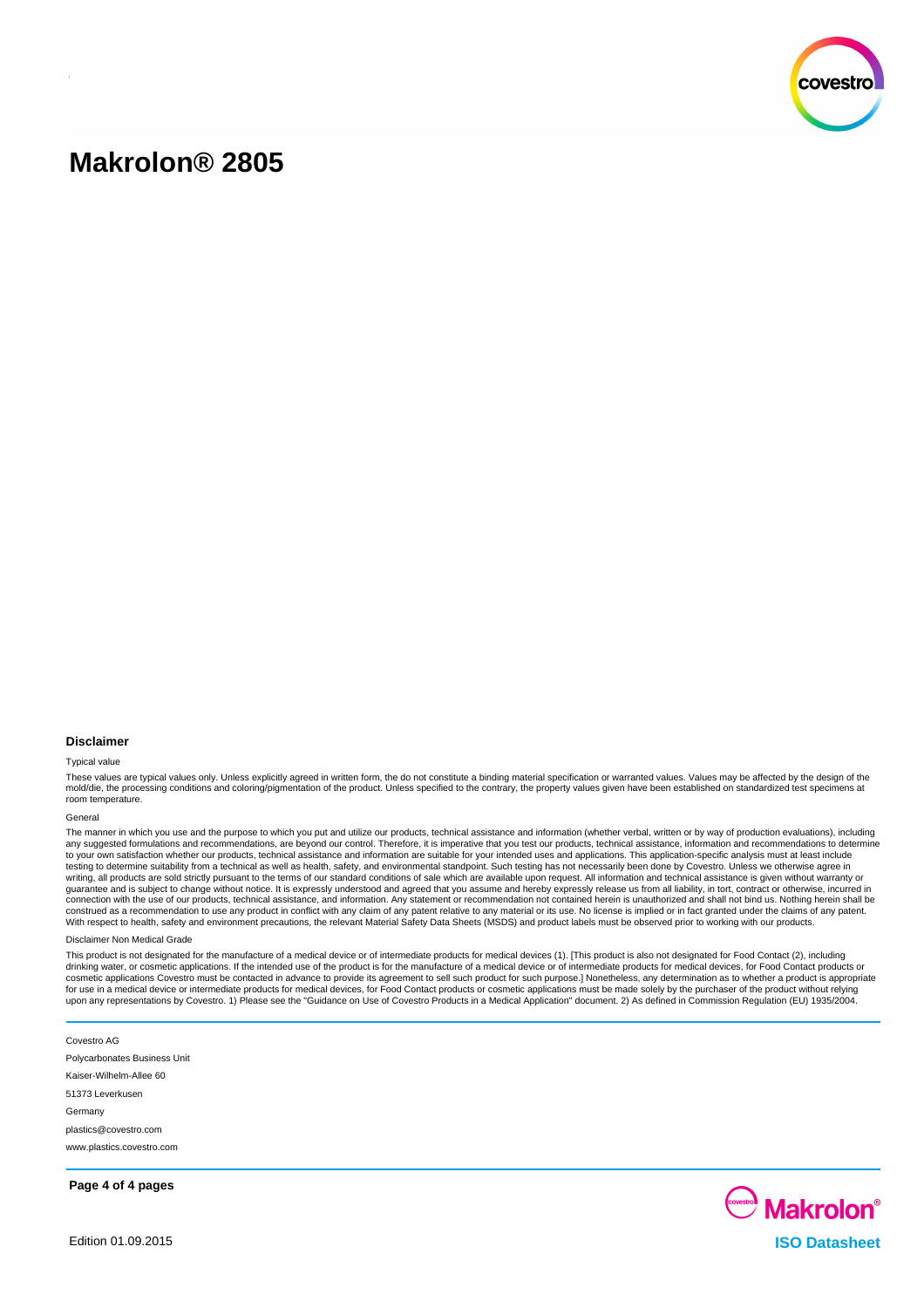# Makrolon® 2805

### Disclaimer

Typical value

These values are typical values only. Unless explicitly agreed in written form, the do not constitute a binding material specification or warranted values. Values may be affected by the design of the mold/die, the processing conditions and coloring/pigmentation of the product. Unless specified to the contrary, the property values given have been established on standardized test specimens at room temperature.

General

The manner in which you use and the purpose to which you put and utilize our products, technical assistance and information (whether verbal, written or by way of production evaluations), including any suggested formulations and recommendations, are beyond our control. Therefore, it is imperative that you test our products, technical assistance, information and recommendations to determine to your own satisfaction whether our products, technical assistance and information are suitable for your intended uses and applications. This application-specific analysis must at least include testing to determine suitability from a technical as well as health, safety, and environmental standpoint. Such testing has not necessarily been done by Covestro. Unless we otherwise agree in writing, all products are sold strictly pursuant to the terms of our standard conditions of sale which are available upon request. All information and technical assistance is given without warranty or guarantee and is subject to change without notice. It is expressly understood and agreed that you assume and hereby expressly release us from all liability, in tort, contract or otherwise, incurred in connection with the use of our products, technical assistance, and information. Any statement or recommendation not contained herein is unauthorized and shall not bind us. Nothing herein shall be construed as a recommendation to use any product in conflict with any claim of any patent relative to any material or its use. No license is implied or in fact granted under the claims of any patent. With respect to health, safety and environment precautions, the relevant Material Safety Data Sheets (MSDS) and product labels must be observed prior to working with our products.

Disclaimer Non Medical Grade

This product is not designated for the manufacture of a medical device or of intermediate products for medical devices (1). [This product is also not designated for Food Contact (2), including drinking water, or cosmetic applications. If the intended use of the product is for the manufacture of a medical device or of intermediate products for medical devices, for Food Contact products or cosmetic applications Covestro must be contacted in advance to provide its agreement to sell such product for such purpose.] Nonetheless, any determination as to whether a product is appropriate for use in a medical device or intermediate products for medical devices, for Food Contact products or cosmetic applications must be made solely by the purchaser of the product without relying upon any representations by Covestro. 1) Please see the "Guidance on Use of Covestro Products in a Medical Application" document. 2) As defined in Commission Regulation (EU) 1935/2004.

Covestro AG

Polycarbonates Business Unit

Kaiser-Wilhelm-Allee 60

51373 Leverkusen

Germany

plastics@covestro.com

www.plastics.covestro.com

Edition 01.09.2015

ISO Datasheet